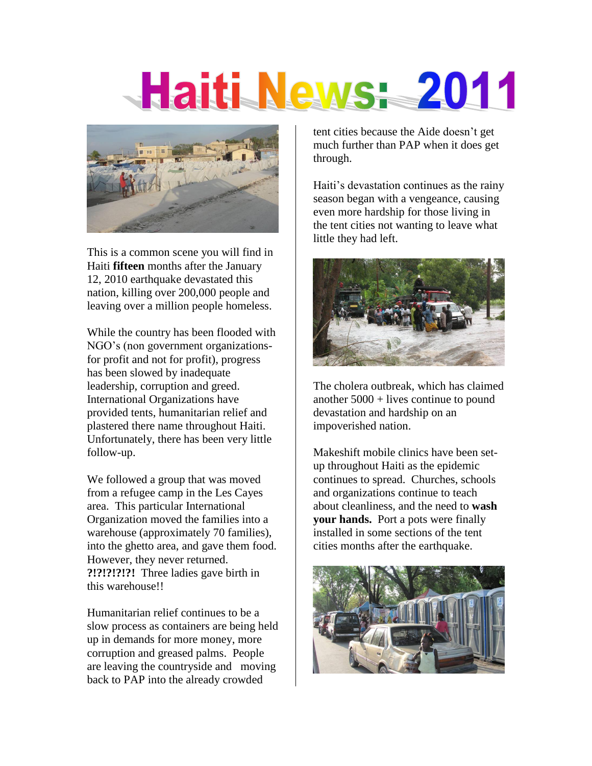# Haiti News: 2011

This is a common scene you will find in Haiti **fifteen** months after the January 12, 2010 earthquake devastated this nation, killing over 200,000 people and leaving over a million people homeless.

While the country has been flooded with NGO's (non government organizations-for profit and not for profit), progress has been slowed by inadequate leadership, corruption and greed. International Organizations have provided tents, humanitarian relief and plastered there name throughout Haiti. Unfortunately, there has been very little follow-up.

We followed a group that was moved from a refugee camp in the Les Cayes area. This particular International Organization moved the families into a warehouse (approximately 70 families), into the ghetto area, and gave them food. However, they never returned. **?!?!?!?!?!** Three ladies gave birth in this warehouse!!

Humanitarian relief continues to be a slow process as containers are being held up in demands for more money, more corruption and greased palms. People are leaving the countryside and moving back to PAP into the already crowded tent cities because the Aide doesn't get much further than PAP when it does get through.

Haiti's devastation continues as the rainy season began with a vengeance, causing even more hardship for those living in the tent cities not wanting to leave what little they had left.

The cholera outbreak, which has claimed another 5000 + lives continue to pound devastation and hardship on an impoverished nation.

Makeshift mobile clinics have been set-up throughout Haiti as the epidemic continues to spread. Churches, schools and organizations continue to teach about cleanliness, and the need to **wash your hands.** Port a pots were finally installed in some sections of the tent cities months after the earthquake.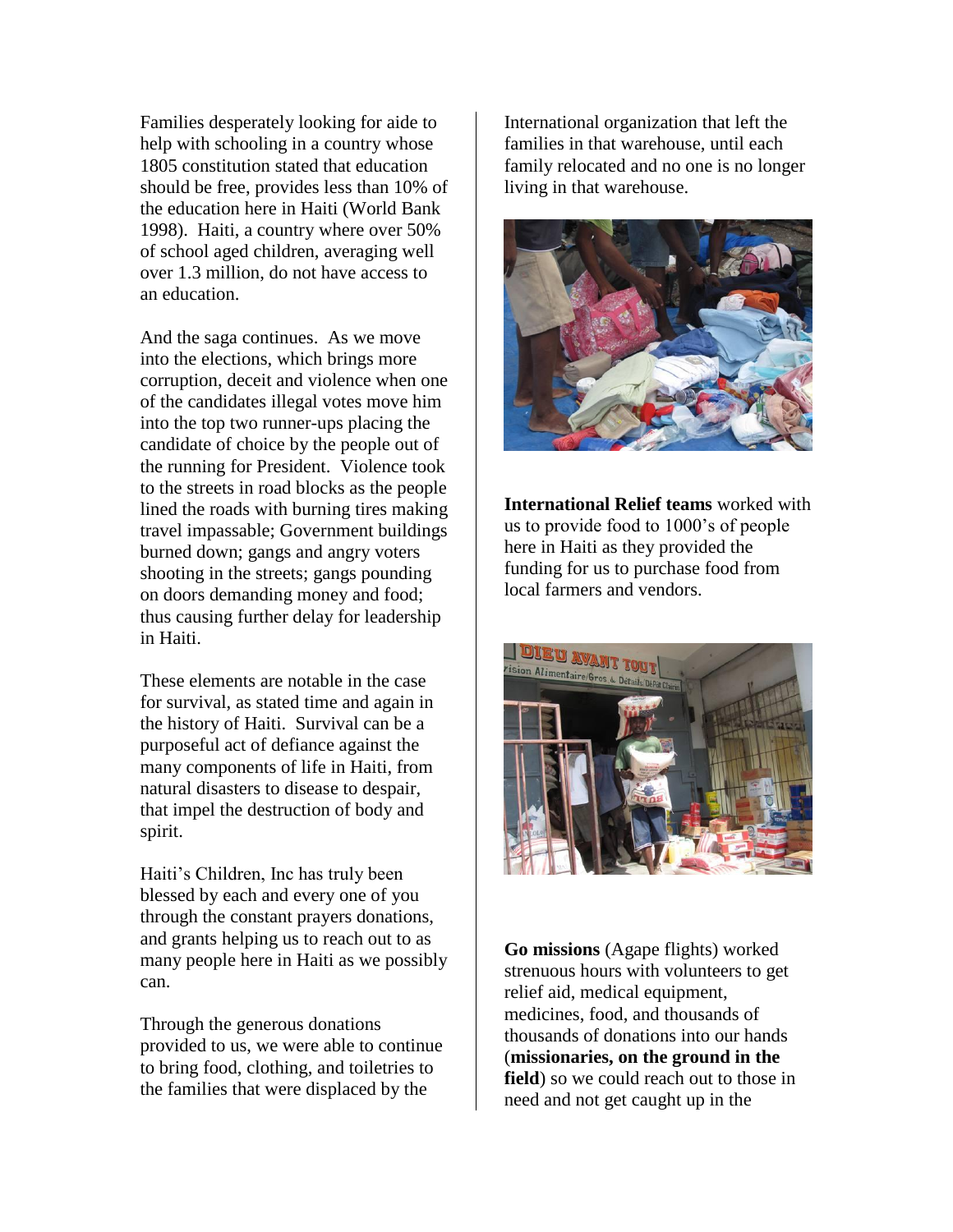Families desperately looking for aide to help with schooling in a country whose 1805 constitution stated that education should be free, provides less than 10% of the education here in Haiti (World Bank 1998). Haiti, a country where over 50% of school aged children, averaging well over 1.3 million, do not have access to an education.

And the saga continues. As we move into the elections, which brings more corruption, deceit and violence when one of the candidates illegal votes move him into the top two runner-ups placing the candidate of choice by the people out of the running for President. Violence took to the streets in road blocks as the people lined the roads with burning tires making travel impassable; Government buildings burned down; gangs and angry voters shooting in the streets; gangs pounding on doors demanding money and food; thus causing further delay for leadership in Haiti.

These elements are notable in the case for survival, as stated time and again in the history of Haiti. Survival can be a purposeful act of defiance against the many components of life in Haiti, from natural disasters to disease to despair, that impel the destruction of body and spirit.

Haiti's Children, Inc has truly been blessed by each and every one of you through the constant prayers donations, and grants helping us to reach out to as many people here in Haiti as we possibly can.

Through the generous donations provided to us, we were able to continue to bring food, clothing, and toiletries to the families that were displaced by the International organization that left the families in that warehouse, until each family relocated and no one is no longer living in that warehouse.

**International Relief teams** worked with us to provide food to 1000's of people here in Haiti as they provided the funding for us to purchase food from local farmers and vendors.

**Go missions** (Agape flights) worked strenuous hours with volunteers to get relief aid, medical equipment, medicines, food, and thousands of thousands of donations into our hands (**missionaries, on the ground in the field**) so we could reach out to those in need and not get caught up in the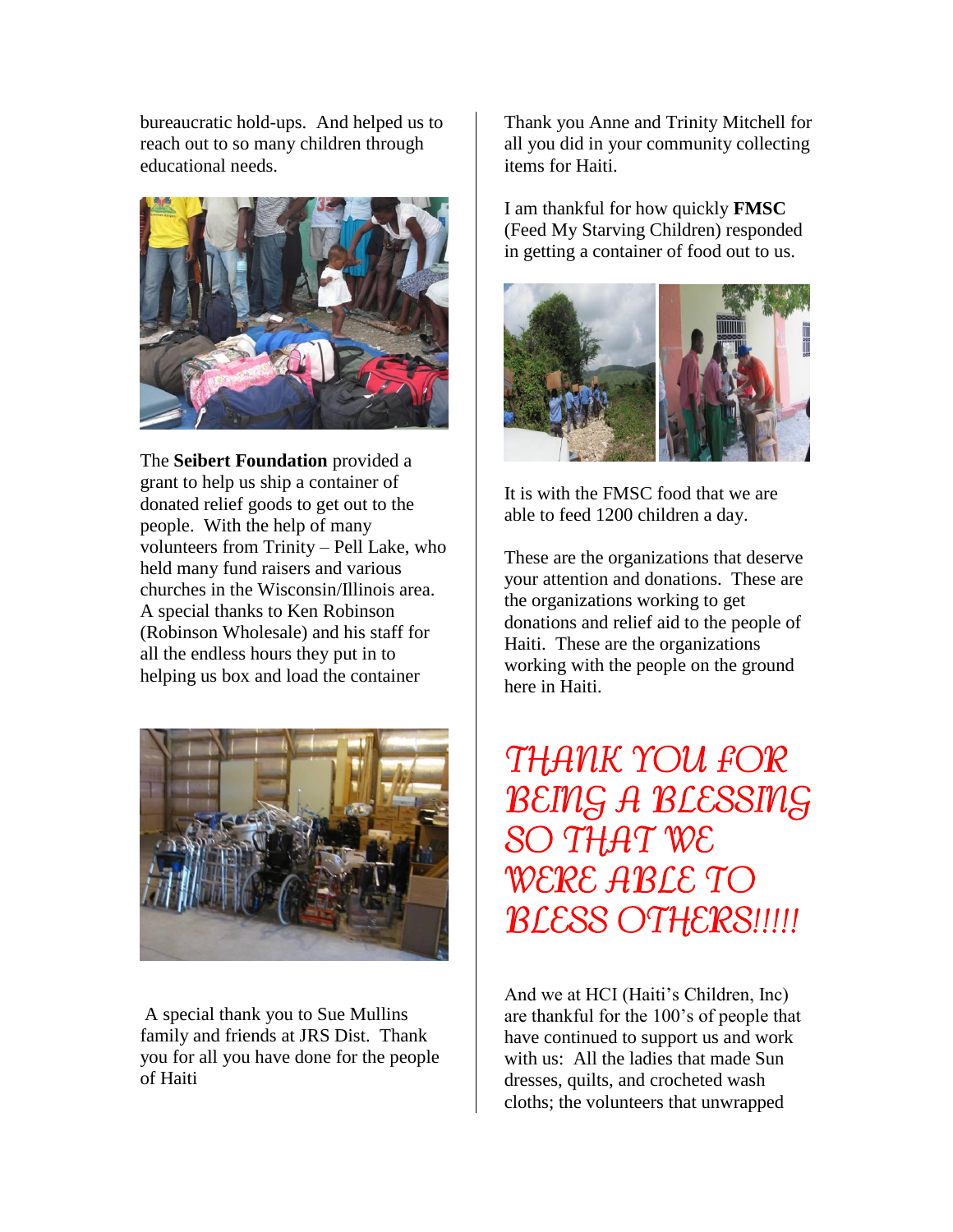bureaucratic hold-ups. And helped us to reach out to so many children through educational needs.

The **Seibert Foundation** provided a grant to help us ship a container of donated relief goods to get out to the people. With the help of many volunteers from Trinity – Pell Lake, who held many fund raisers and various churches in the Wisconsin/Illinois area. A special thanks to Ken Robinson (Robinson Wholesale) and his staff for all the endless hours they put in to helping us box and load the container

A special thank you to Sue Mullins family and friends at JRS Dist. Thank you for all you have done for the people of Haiti

Thank you Anne and Trinity Mitchell for all you did in your community collecting items for Haiti.

I am thankful for how quickly **FMSC** (Feed My Starving Children) responded in getting a container of food out to us.

It is with the FMSC food that we are able to feed 1200 children a day.

These are the organizations that deserve your attention and donations. These are the organizations working to get donations and relief aid to the people of Haiti. These are the organizations working with the people on the ground here in Haiti.

## THANK YOU FOR BEING A BLESSING SO THAT WE WERE ABLE TO BLESS OTHERS!!!!!

And we at HCI (Haiti's Children, Inc) are thankful for the 100's of people that have continued to support us and work with us: All the ladies that made Sun dresses, quilts, and crocheted wash cloths; the volunteers that unwrapped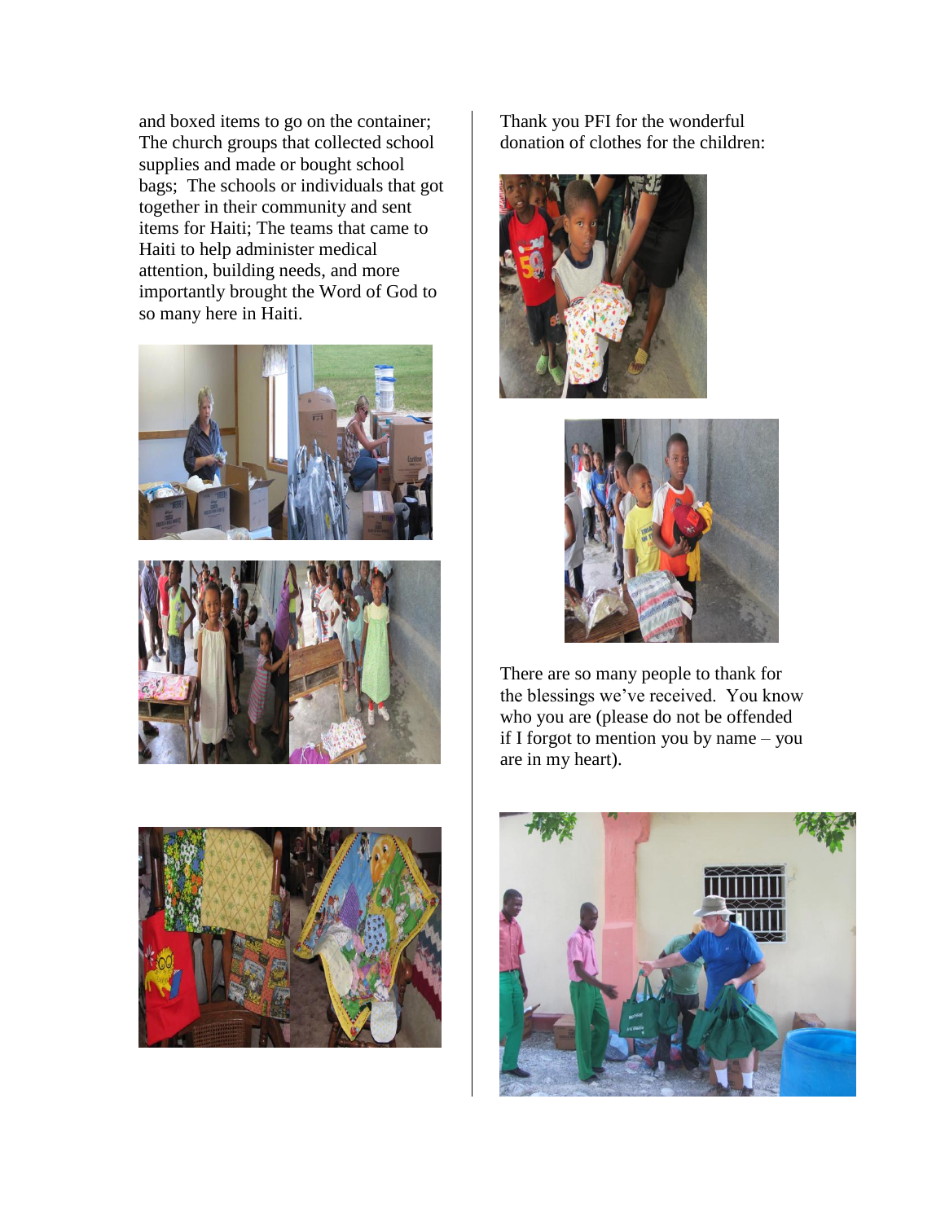and boxed items to go on the container; The church groups that collected school supplies and made or bought school bags; The schools or individuals that got together in their community and sent items for Haiti; The teams that came to Haiti to help administer medical attention, building needs, and more importantly brought the Word of God to so many here in Haiti.

Thank you PFI for the wonderful donation of clothes for the children:

There are so many people to thank for the blessings we've received. You know who you are (please do not be offended if I forgot to mention you by name – you are in my heart).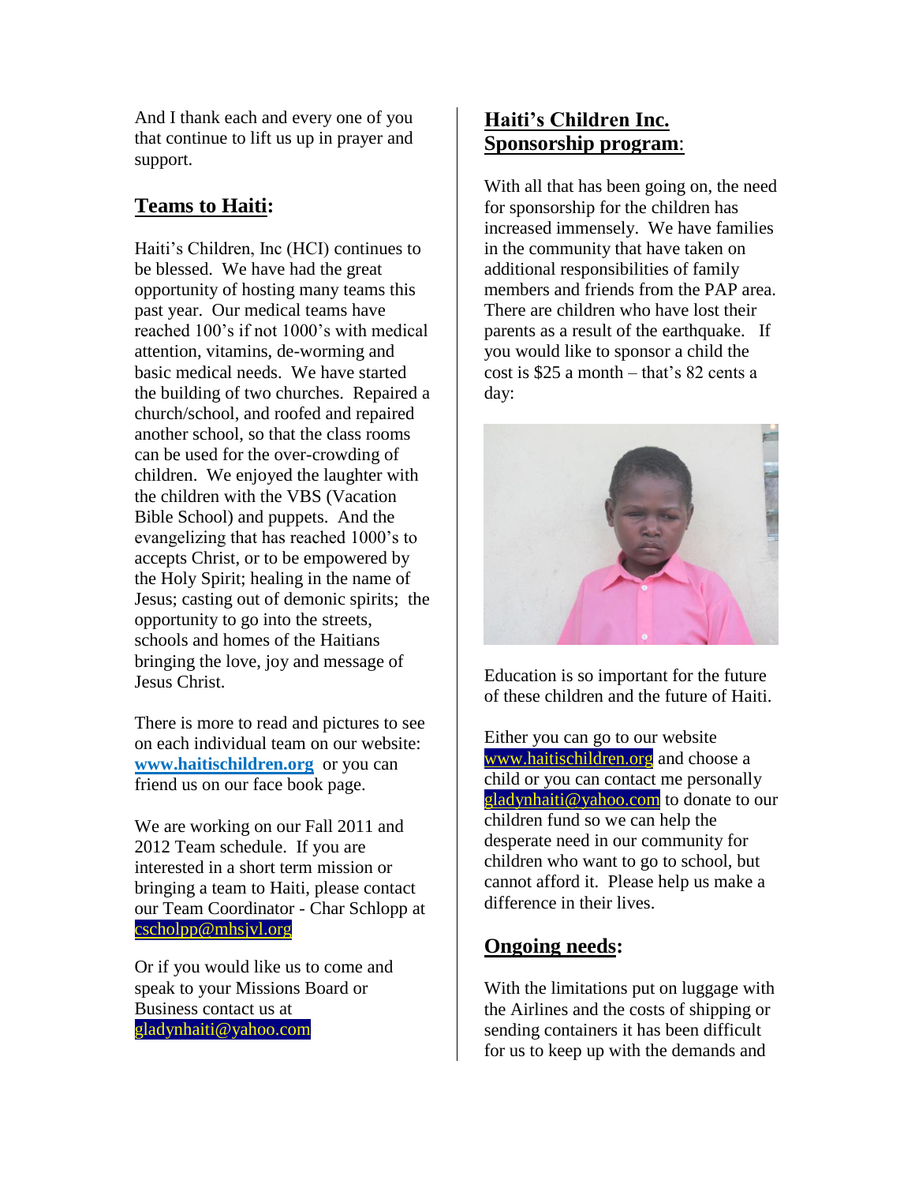And I thank each and every one of you that continue to lift us up in prayer and support.

## **Teams to Haiti:**

Haiti's Children, Inc (HCI) continues to be blessed. We have had the great opportunity of hosting many teams this past year. Our medical teams have reached 100's if not 1000's with medical attention, vitamins, de-worming and basic medical needs. We have started the building of two churches. Repaired a church/school, and roofed and repaired another school, so that the class rooms can be used for the over-crowding of children. We enjoyed the laughter with the children with the VBS (Vacation Bible School) and puppets. And the evangelizing that has reached 1000's to accepts Christ, or to be empowered by the Holy Spirit; healing in the name of Jesus; casting out of demonic spirits; the opportunity to go into the streets, schools and homes of the Haitians bringing the love, joy and message of Jesus Christ.

There is more to read and pictures to see on each individual team on our website: **www.haitischildren.org** or you can friend us on our face book page.

We are working on our Fall 2011 and 2012 Team schedule. If you are interested in a short term mission or bringing a team to Haiti, please contact our Team Coordinator - Char Schlopp at cscholpp@mhsjvl.org

Or if you would like us to come and speak to your Missions Board or Business contact us at gladynhaiti@yahoo.com

## **Haiti's Children Inc. Sponsorship program:**

With all that has been going on, the need for sponsorship for the children has increased immensely. We have families in the community that have taken on additional responsibilities of family members and friends from the PAP area. There are children who have lost their parents as a result of the earthquake. If you would like to sponsor a child the cost is $25 a month – that's 82 cents a day:

Education is so important for the future of these children and the future of Haiti.

Either you can go to our website www.haitischildren.org and choose a child or you can contact me personally gladynhaiti@yahoo.com to donate to our children fund so we can help the desperate need in our community for children who want to go to school, but cannot afford it. Please help us make a difference in their lives.

## **Ongoing needs:**

With the limitations put on luggage with the Airlines and the costs of shipping or sending containers it has been difficult for us to keep up with the demands and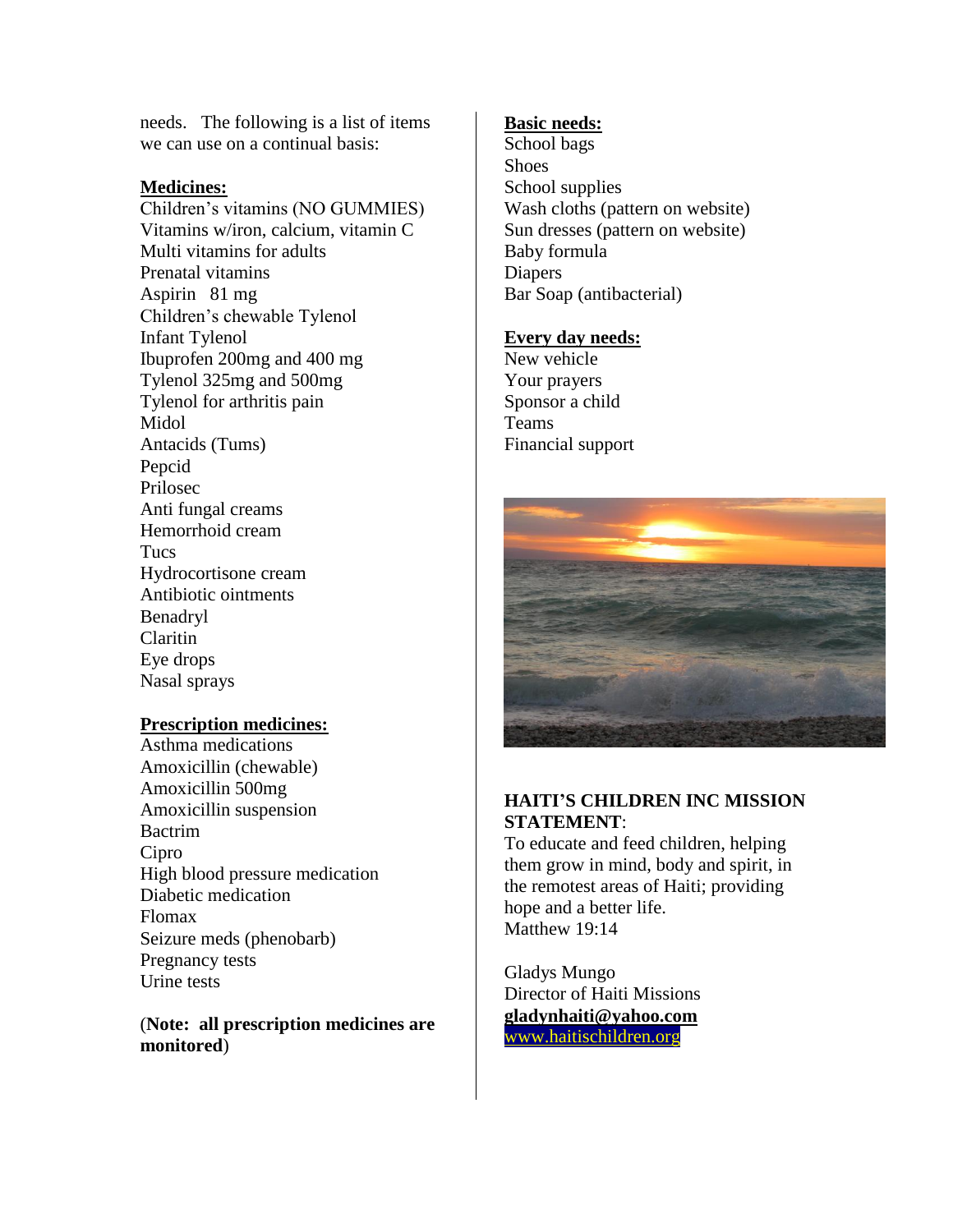needs. The following is a list of items we can use on a continual basis:

**Medicines:**

Children's vitamins (NO GUMMIES)
Vitamins w/iron, calcium, vitamin C
Multi vitamins for adults
Prenatal vitamins
Aspirin 81 mg
Children's chewable Tylenol
Infant Tylenol
Ibuprofen 200mg and 400 mg
Tylenol 325mg and 500mg
Tylenol for arthritis pain
Midol
Antacids (Tums)
Pepcid
Prilosec
Anti fungal creams
Hemorrhoid cream
Tucs
Hydrocortisone cream
Antibiotic ointments
Benadryl
Claritin
Eye drops
Nasal sprays

**Prescription medicines:**

Asthma medications
Amoxicillin (chewable)
Amoxicillin 500mg
Amoxicillin suspension
Bactrim
Cipro
High blood pressure medication
Diabetic medication
Flomax
Seizure meds (phenobarb)
Pregnancy tests
Urine tests

(**Note: all prescription medicines are monitored**)

**Basic needs:**

School bags
Shoes
School supplies
Wash cloths (pattern on website)
Sun dresses (pattern on website)
Baby formula
Diapers
Bar Soap (antibacterial)

**Every day needs:**

New vehicle
Your prayers
Sponsor a child
Teams
Financial support

**HAITI'S CHILDREN INC MISSION STATEMENT**:

To educate and feed children, helping them grow in mind, body and spirit, in the remotest areas of Haiti; providing hope and a better life.
Matthew 19:14

Gladys Mungo
Director of Haiti Missions
**gladynhaiti@yahoo.com**
www.haitischildren.org